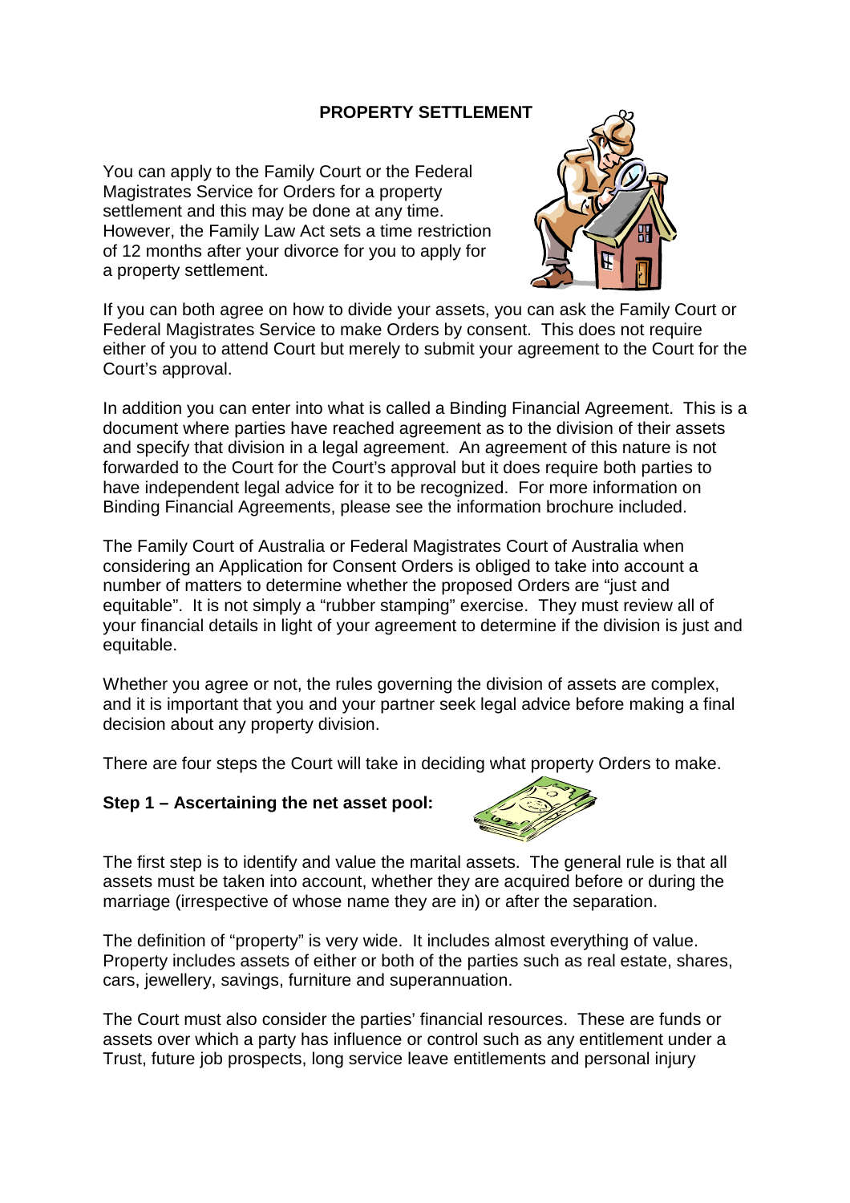# PROPERTY SETTLEMENT

You can apply to the Family Court or the Federal Magistrates Service for Orders for a property settlement and this may be done at any time. However, the Family Law Act sets a time restriction of 12 months after your divorce for you to apply for a property settlement.

If you can both agree on how to divide your assets, you can ask the Family Court or Federal Magistrates Service to make Orders by consent. This does not require either of you to attend Court but merely to submit your agreement to the Court for the Court's approval.

In addition you can enter into what is called a Binding Financial Agreement. This is a document where parties have reached agreement as to the division of their assets and specify that division in a legal agreement. An agreement of this nature is not forwarded to the Court for the Court's approval but it does require both parties to have independent legal advice for it to be recognized. For more information on Binding Financial Agreements, please see the information brochure included.

The Family Court of Australia or Federal Magistrates Court of Australia when considering an Application for Consent Orders is obliged to take into account a number of matters to determine whether the proposed Orders are "just and equitable". It is not simply a "rubber stamping" exercise. They must review all of your financial details in light of your agreement to determine if the division is just and equitable.

Whether you agree or not, the rules governing the division of assets are complex, and it is important that you and your partner seek legal advice before making a final decision about any property division.

There are four steps the Court will take in deciding what property Orders to make.

**Step 1 – Ascertaining the net asset pool:**

The first step is to identify and value the marital assets. The general rule is that all assets must be taken into account, whether they are acquired before or during the marriage (irrespective of whose name they are in) or after the separation.

The definition of "property" is very wide. It includes almost everything of value. Property includes assets of either or both of the parties such as real estate, shares, cars, jewellery, savings, furniture and superannuation.

The Court must also consider the parties' financial resources. These are funds or assets over which a party has influence or control such as any entitlement under a Trust, future job prospects, long service leave entitlements and personal injury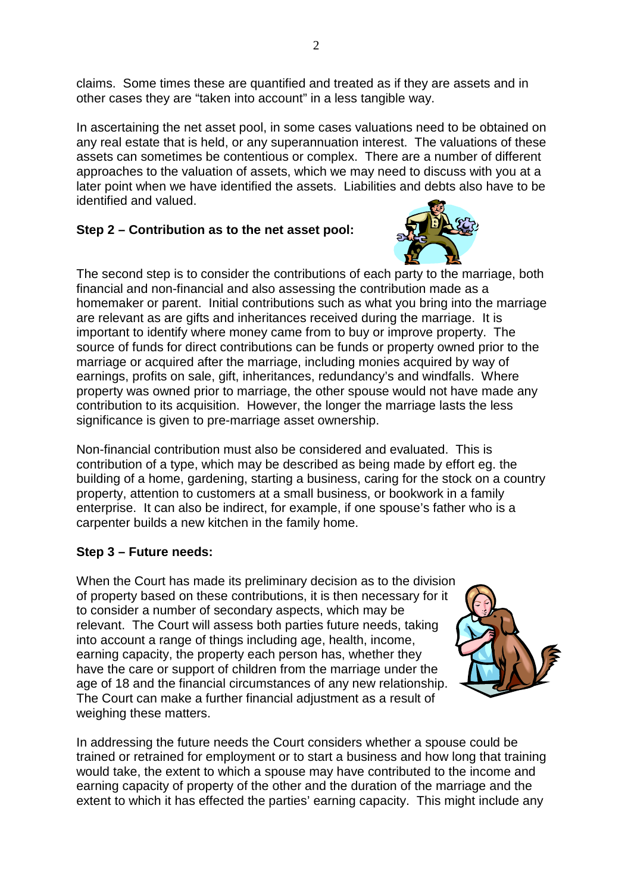claims. Some times these are quantified and treated as if they are assets and in other cases they are "taken into account" in a less tangible way.

In ascertaining the net asset pool, in some cases valuations need to be obtained on any real estate that is held, or any superannuation interest. The valuations of these assets can sometimes be contentious or complex. There are a number of different approaches to the valuation of assets, which we may need to discuss with you at a later point when we have identified the assets. Liabilities and debts also have to be identified and valued.

**Step 2 – Contribution as to the net asset pool:**

The second step is to consider the contributions of each party to the marriage, both financial and non-financial and also assessing the contribution made as a homemaker or parent. Initial contributions such as what you bring into the marriage are relevant as are gifts and inheritances received during the marriage. It is important to identify where money came from to buy or improve property. The source of funds for direct contributions can be funds or property owned prior to the marriage or acquired after the marriage, including monies acquired by way of earnings, profits on sale, gift, inheritances, redundancy's and windfalls. Where property was owned prior to marriage, the other spouse would not have made any contribution to its acquisition. However, the longer the marriage lasts the less significance is given to pre-marriage asset ownership.

Non-financial contribution must also be considered and evaluated. This is contribution of a type, which may be described as being made by effort eg. the building of a home, gardening, starting a business, caring for the stock on a country property, attention to customers at a small business, or bookwork in a family enterprise. It can also be indirect, for example, if one spouse's father who is a carpenter builds a new kitchen in the family home.

**Step 3 – Future needs:**

When the Court has made its preliminary decision as to the division of property based on these contributions, it is then necessary for it to consider a number of secondary aspects, which may be relevant. The Court will assess both parties future needs, taking into account a range of things including age, health, income, earning capacity, the property each person has, whether they have the care or support of children from the marriage under the age of 18 and the financial circumstances of any new relationship. The Court can make a further financial adjustment as a result of weighing these matters.

In addressing the future needs the Court considers whether a spouse could be trained or retrained for employment or to start a business and how long that training would take, the extent to which a spouse may have contributed to the income and earning capacity of property of the other and the duration of the marriage and the extent to which it has effected the parties' earning capacity. This might include any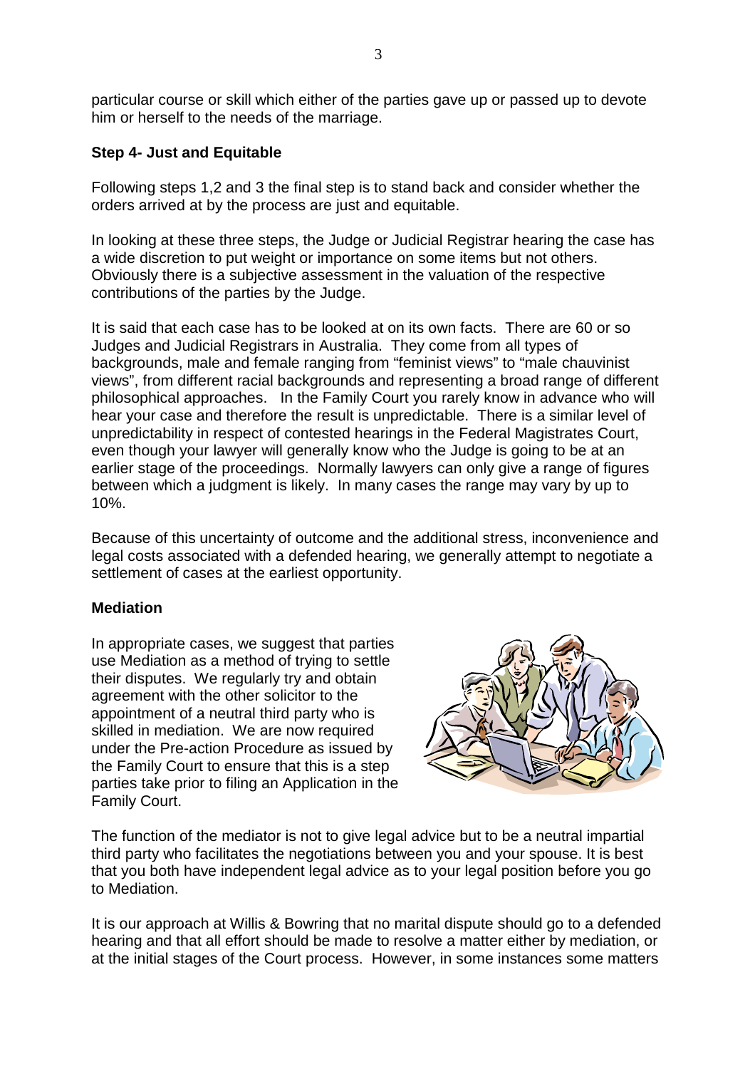particular course or skill which either of the parties gave up or passed up to devote him or herself to the needs of the marriage.

**Step 4- Just and Equitable**

Following steps 1,2 and 3 the final step is to stand back and consider whether the orders arrived at by the process are just and equitable.

In looking at these three steps, the Judge or Judicial Registrar hearing the case has a wide discretion to put weight or importance on some items but not others. Obviously there is a subjective assessment in the valuation of the respective contributions of the parties by the Judge.

It is said that each case has to be looked at on its own facts. There are 60 or so Judges and Judicial Registrars in Australia. They come from all types of backgrounds, male and female ranging from "feminist views" to "male chauvinist views", from different racial backgrounds and representing a broad range of different philosophical approaches. In the Family Court you rarely know in advance who will hear your case and therefore the result is unpredictable. There is a similar level of unpredictability in respect of contested hearings in the Federal Magistrates Court, even though your lawyer will generally know who the Judge is going to be at an earlier stage of the proceedings. Normally lawyers can only give a range of figures between which a judgment is likely. In many cases the range may vary by up to 10%.

Because of this uncertainty of outcome and the additional stress, inconvenience and legal costs associated with a defended hearing, we generally attempt to negotiate a settlement of cases at the earliest opportunity.

**Mediation**

In appropriate cases, we suggest that parties use Mediation as a method of trying to settle their disputes. We regularly try and obtain agreement with the other solicitor to the appointment of a neutral third party who is skilled in mediation. We are now required under the Pre-action Procedure as issued by the Family Court to ensure that this is a step parties take prior to filing an Application in the Family Court.

The function of the mediator is not to give legal advice but to be a neutral impartial third party who facilitates the negotiations between you and your spouse. It is best that you both have independent legal advice as to your legal position before you go to Mediation.

It is our approach at Willis & Bowring that no marital dispute should go to a defended hearing and that all effort should be made to resolve a matter either by mediation, or at the initial stages of the Court process. However, in some instances some matters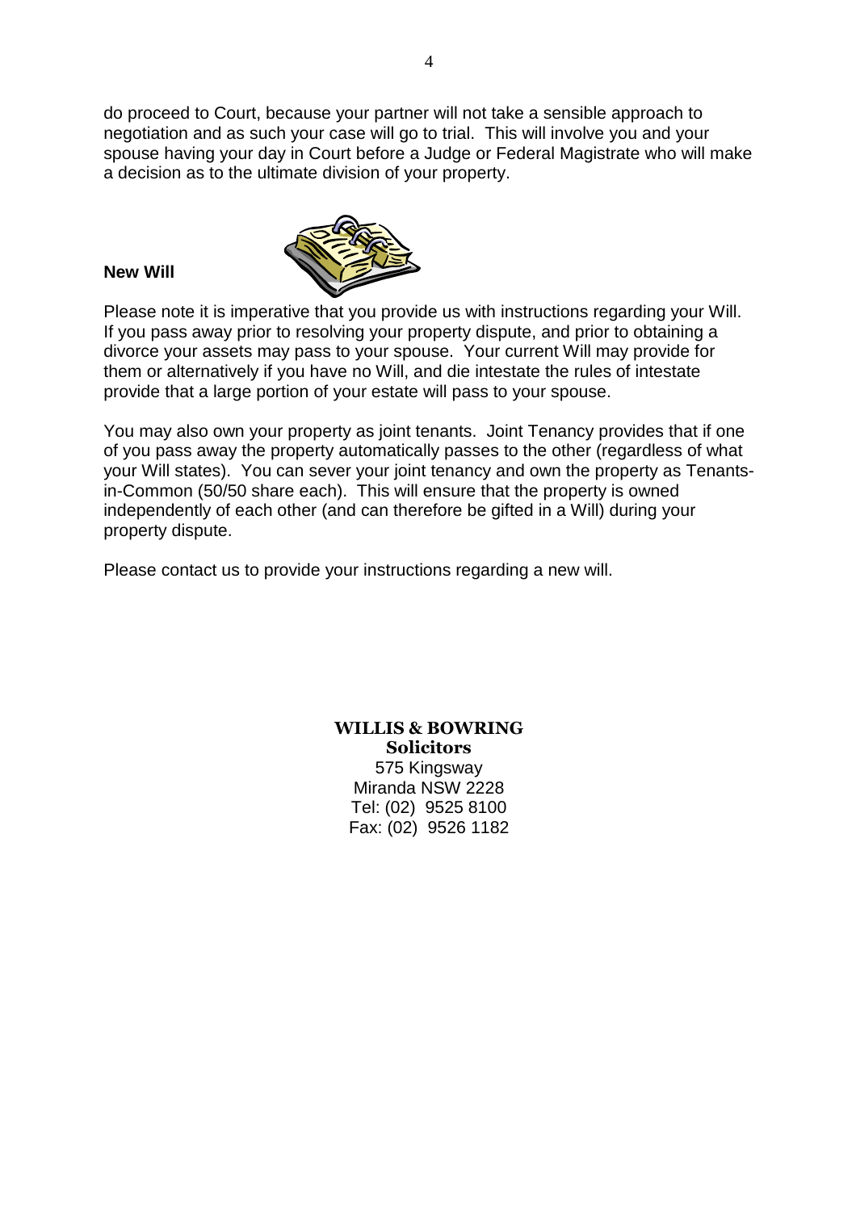do proceed to Court, because your partner will not take a sensible approach to negotiation and as such your case will go to trial. This will involve you and your spouse having your day in Court before a Judge or Federal Magistrate who will make a decision as to the ultimate division of your property.

**New Will**

Please note it is imperative that you provide us with instructions regarding your Will. If you pass away prior to resolving your property dispute, and prior to obtaining a divorce your assets may pass to your spouse. Your current Will may provide for them or alternatively if you have no Will, and die intestate the rules of intestate provide that a large portion of your estate will pass to your spouse.

You may also own your property as joint tenants. Joint Tenancy provides that if one of you pass away the property automatically passes to the other (regardless of what your Will states). You can sever your joint tenancy and own the property as Tenants-in-Common (50/50 share each). This will ensure that the property is owned independently of each other (and can therefore be gifted in a Will) during your property dispute.

Please contact us to provide your instructions regarding a new will.

**WILLIS & BOWRING**
**Solicitors**
575 Kingsway
Miranda NSW 2228
Tel: (02) 9525 8100
Fax: (02) 9526 1182